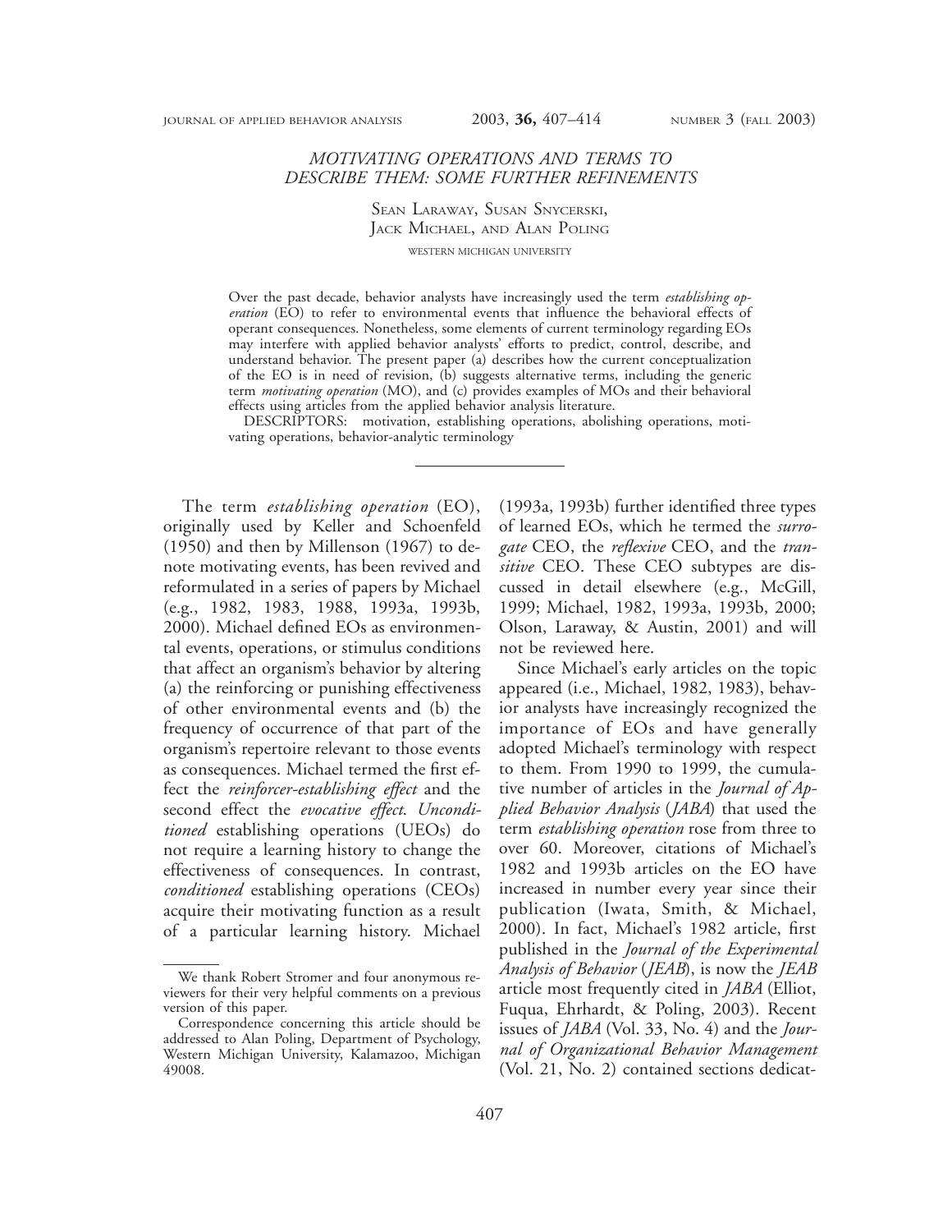# MOTIVATING OPERATIONS AND TERMS TO DESCRIBE THEM: SOME FURTHER REFINEMENTS

Sean Laraway, Susan Snycerski, Jack Michael, and Alan Poling

WESTERN MICHIGAN UNIVERSITY

Over the past decade, behavior analysts have increasingly used the term *establishing operation* (EO) to refer to environmental events that influence the behavioral effects of operant consequences. Nonetheless, some elements of current terminology regarding EOs may interfere with applied behavior analysts' efforts to predict, control, describe, and understand behavior. The present paper (a) describes how the current conceptualization of the EO is in need of revision, (b) suggests alternative terms, including the generic term *motivating operation* (MO), and (c) provides examples of MOs and their behavioral effects using articles from the applied behavior analysis literature.

DESCRIPTORS: motivation, establishing operations, abolishing operations, motivating operations, behavior-analytic terminology

---

The term *establishing operation* (EO), originally used by Keller and Schoenfeld (1950) and then by Millenson (1967) to denote motivating events, has been revived and reformulated in a series of papers by Michael (e.g., 1982, 1983, 1988, 1993a, 1993b, 2000). Michael defined EOs as environmental events, operations, or stimulus conditions that affect an organism's behavior by altering (a) the reinforcing or punishing effectiveness of other environmental events and (b) the frequency of occurrence of that part of the organism's repertoire relevant to those events as consequences. Michael termed the first effect the *reinforcer-establishing effect* and the second effect the *evocative effect*. *Unconditioned* establishing operations (UEOs) do not require a learning history to change the effectiveness of consequences. In contrast, *conditioned* establishing operations (CEOs) acquire their motivating function as a result of a particular learning history. Michael (1993a, 1993b) further identified three types of learned EOs, which he termed the *surrogate* CEO, the *reflexive* CEO, and the *transitive* CEO. These CEO subtypes are discussed in detail elsewhere (e.g., McGill, 1999; Michael, 1982, 1993a, 1993b, 2000; Olson, Laraway, & Austin, 2001) and will not be reviewed here.

Since Michael's early articles on the topic appeared (i.e., Michael, 1982, 1983), behavior analysts have increasingly recognized the importance of EOs and have generally adopted Michael's terminology with respect to them. From 1990 to 1999, the cumulative number of articles in the *Journal of Applied Behavior Analysis* (*JABA*) that used the term *establishing operation* rose from three to over 60. Moreover, citations of Michael's 1982 and 1993b articles on the EO have increased in number every year since their publication (Iwata, Smith, & Michael, 2000). In fact, Michael's 1982 article, first published in the *Journal of the Experimental Analysis of Behavior* (*JEAB*), is now the *JEAB* article most frequently cited in *JABA* (Elliot, Fuqua, Ehrhardt, & Poling, 2003). Recent issues of *JABA* (Vol. 33, No. 4) and the *Journal of Organizational Behavior Management* (Vol. 21, No. 2) contained sections dedicat-

---

We thank Robert Stromer and four anonymous reviewers for their very helpful comments on a previous version of this paper.

Correspondence concerning this article should be addressed to Alan Poling, Department of Psychology, Western Michigan University, Kalamazoo, Michigan 49008.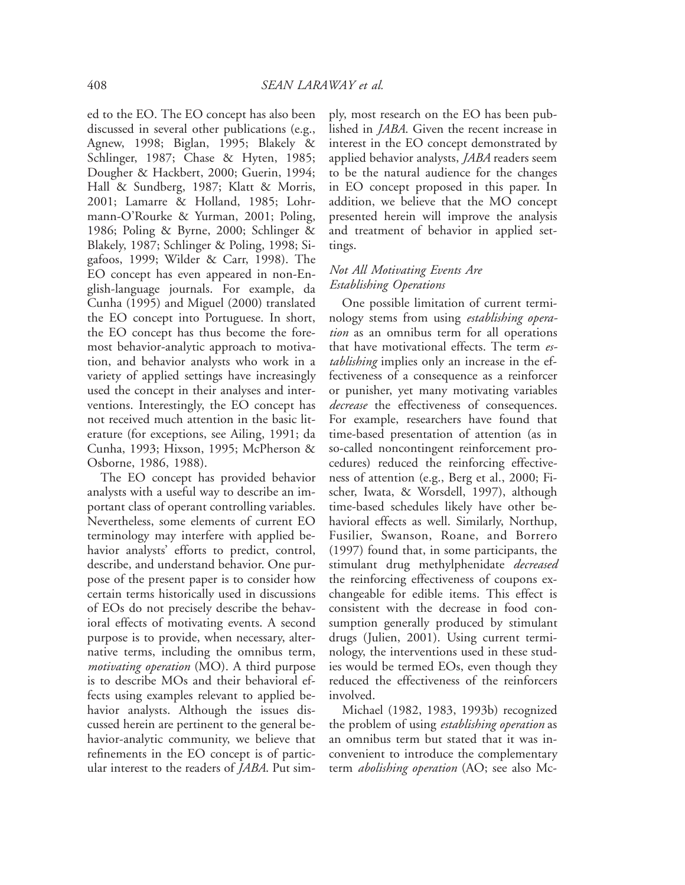ed to the EO. The EO concept has also been discussed in several other publications (e.g., Agnew, 1998; Biglan, 1995; Blakely & Schlinger, 1987; Chase & Hyten, 1985; Dougher & Hackbert, 2000; Guerin, 1994; Hall & Sundberg, 1987; Klatt & Morris, 2001; Lamarre & Holland, 1985; Lohrmann-O'Rourke & Yurman, 2001; Poling, 1986; Poling & Byrne, 2000; Schlinger & Blakely, 1987; Schlinger & Poling, 1998; Sigafoos, 1999; Wilder & Carr, 1998). The EO concept has even appeared in non-English-language journals. For example, da Cunha (1995) and Miguel (2000) translated the EO concept into Portuguese. In short, the EO concept has thus become the foremost behavior-analytic approach to motivation, and behavior analysts who work in a variety of applied settings have increasingly used the concept in their analyses and interventions. Interestingly, the EO concept has not received much attention in the basic literature (for exceptions, see Ailing, 1991; da Cunha, 1993; Hixson, 1995; McPherson & Osborne, 1986, 1988).

The EO concept has provided behavior analysts with a useful way to describe an important class of operant controlling variables. Nevertheless, some elements of current EO terminology may interfere with applied behavior analysts' efforts to predict, control, describe, and understand behavior. One purpose of the present paper is to consider how certain terms historically used in discussions of EOs do not precisely describe the behavioral effects of motivating events. A second purpose is to provide, when necessary, alternative terms, including the omnibus term, *motivating operation* (MO). A third purpose is to describe MOs and their behavioral effects using examples relevant to applied behavior analysts. Although the issues discussed herein are pertinent to the general behavior-analytic community, we believe that refinements in the EO concept is of particular interest to the readers of *JABA*. Put simply, most research on the EO has been published in *JABA*. Given the recent increase in interest in the EO concept demonstrated by applied behavior analysts, *JABA* readers seem to be the natural audience for the changes in EO concept proposed in this paper. In addition, we believe that the MO concept presented herein will improve the analysis and treatment of behavior in applied settings.

### *Not All Motivating Events Are Establishing Operations*

One possible limitation of current terminology stems from using *establishing operation* as an omnibus term for all operations that have motivational effects. The term *establishing* implies only an increase in the effectiveness of a consequence as a reinforcer or punisher, yet many motivating variables *decrease* the effectiveness of consequences. For example, researchers have found that time-based presentation of attention (as in so-called noncontingent reinforcement procedures) reduced the reinforcing effectiveness of attention (e.g., Berg et al., 2000; Fischer, Iwata, & Worsdell, 1997), although time-based schedules likely have other behavioral effects as well. Similarly, Northup, Fusilier, Swanson, Roane, and Borrero (1997) found that, in some participants, the stimulant drug methylphenidate *decreased* the reinforcing effectiveness of coupons exchangeable for edible items. This effect is consistent with the decrease in food consumption generally produced by stimulant drugs (Julien, 2001). Using current terminology, the interventions used in these studies would be termed EOs, even though they reduced the effectiveness of the reinforcers involved.

Michael (1982, 1983, 1993b) recognized the problem of using *establishing operation* as an omnibus term but stated that it was inconvenient to introduce the complementary term *abolishing operation* (AO; see also Mc-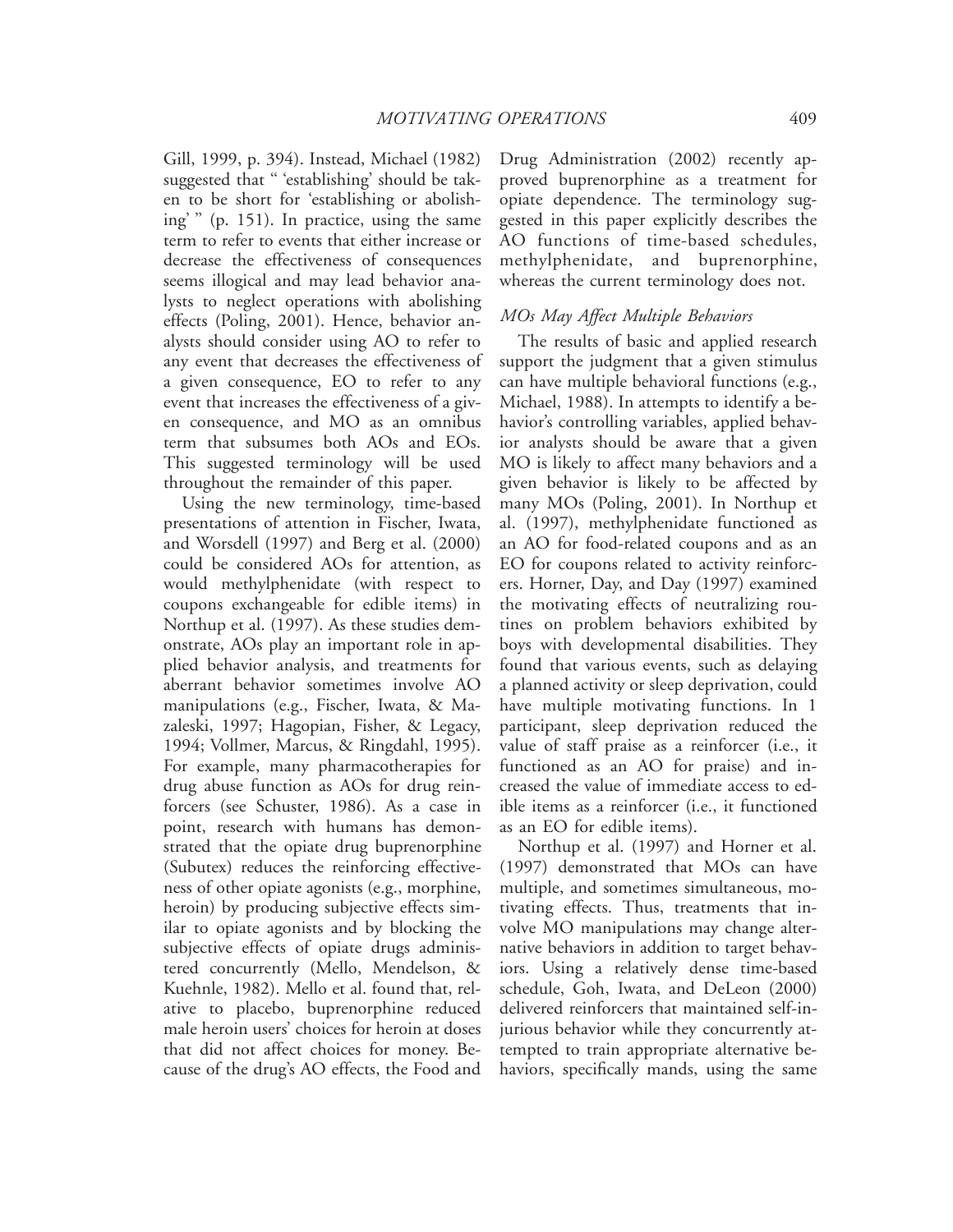Gill, 1999, p. 394). Instead, Michael (1982) suggested that " 'establishing' should be taken to be short for 'establishing or abolishing' " (p. 151). In practice, using the same term to refer to events that either increase or decrease the effectiveness of consequences seems illogical and may lead behavior analysts to neglect operations with abolishing effects (Poling, 2001). Hence, behavior analysts should consider using AO to refer to any event that decreases the effectiveness of a given consequence, EO to refer to any event that increases the effectiveness of a given consequence, and MO as an omnibus term that subsumes both AOs and EOs. This suggested terminology will be used throughout the remainder of this paper.

Using the new terminology, time-based presentations of attention in Fischer, Iwata, and Worsdell (1997) and Berg et al. (2000) could be considered AOs for attention, as would methylphenidate (with respect to coupons exchangeable for edible items) in Northup et al. (1997). As these studies demonstrate, AOs play an important role in applied behavior analysis, and treatments for aberrant behavior sometimes involve AO manipulations (e.g., Fischer, Iwata, & Mazaleski, 1997; Hagopian, Fisher, & Legacy, 1994; Vollmer, Marcus, & Ringdahl, 1995). For example, many pharmacotherapies for drug abuse function as AOs for drug reinforcers (see Schuster, 1986). As a case in point, research with humans has demonstrated that the opiate drug buprenorphine (Subutex) reduces the reinforcing effectiveness of other opiate agonists (e.g., morphine, heroin) by producing subjective effects similar to opiate agonists and by blocking the subjective effects of opiate drugs administered concurrently (Mello, Mendelson, & Kuehnle, 1982). Mello et al. found that, relative to placebo, buprenorphine reduced male heroin users' choices for heroin at doses that did not affect choices for money. Because of the drug's AO effects, the Food and Drug Administration (2002) recently approved buprenorphine as a treatment for opiate dependence. The terminology suggested in this paper explicitly describes the AO functions of time-based schedules, methylphenidate, and buprenorphine, whereas the current terminology does not.

### *MOs May Affect Multiple Behaviors*

The results of basic and applied research support the judgment that a given stimulus can have multiple behavioral functions (e.g., Michael, 1988). In attempts to identify a behavior's controlling variables, applied behavior analysts should be aware that a given MO is likely to affect many behaviors and a given behavior is likely to be affected by many MOs (Poling, 2001). In Northup et al. (1997), methylphenidate functioned as an AO for food-related coupons and as an EO for coupons related to activity reinforcers. Horner, Day, and Day (1997) examined the motivating effects of neutralizing routines on problem behaviors exhibited by boys with developmental disabilities. They found that various events, such as delaying a planned activity or sleep deprivation, could have multiple motivating functions. In 1 participant, sleep deprivation reduced the value of staff praise as a reinforcer (i.e., it functioned as an AO for praise) and increased the value of immediate access to edible items as a reinforcer (i.e., it functioned as an EO for edible items).

Northup et al. (1997) and Horner et al. (1997) demonstrated that MOs can have multiple, and sometimes simultaneous, motivating effects. Thus, treatments that involve MO manipulations may change alternative behaviors in addition to target behaviors. Using a relatively dense time-based schedule, Goh, Iwata, and DeLeon (2000) delivered reinforcers that maintained self-injurious behavior while they concurrently attempted to train appropriate alternative behaviors, specifically mands, using the same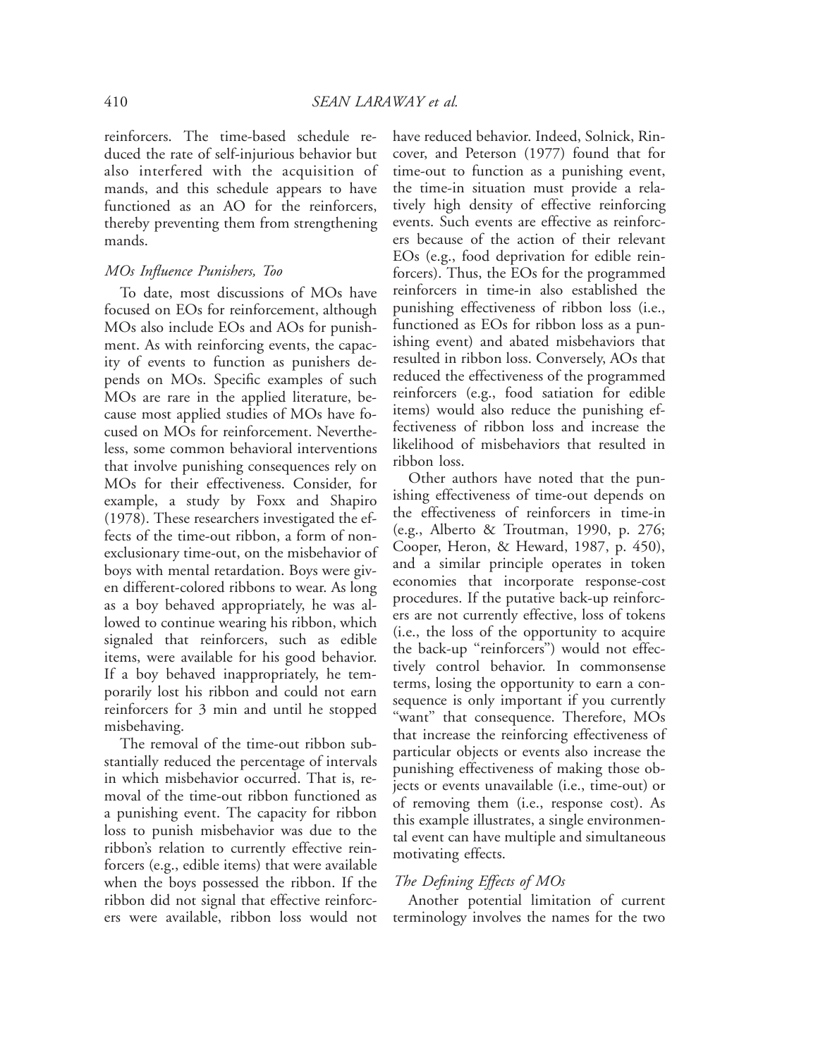reinforcers. The time-based schedule reduced the rate of self-injurious behavior but also interfered with the acquisition of mands, and this schedule appears to have functioned as an AO for the reinforcers, thereby preventing them from strengthening mands.

### *MOs Influence Punishers, Too*

To date, most discussions of MOs have focused on EOs for reinforcement, although MOs also include EOs and AOs for punishment. As with reinforcing events, the capacity of events to function as punishers depends on MOs. Specific examples of such MOs are rare in the applied literature, because most applied studies of MOs have focused on MOs for reinforcement. Nevertheless, some common behavioral interventions that involve punishing consequences rely on MOs for their effectiveness. Consider, for example, a study by Foxx and Shapiro (1978). These researchers investigated the effects of the time-out ribbon, a form of nonexclusionary time-out, on the misbehavior of boys with mental retardation. Boys were given different-colored ribbons to wear. As long as a boy behaved appropriately, he was allowed to continue wearing his ribbon, which signaled that reinforcers, such as edible items, were available for his good behavior. If a boy behaved inappropriately, he temporarily lost his ribbon and could not earn reinforcers for 3 min and until he stopped misbehaving.

The removal of the time-out ribbon substantially reduced the percentage of intervals in which misbehavior occurred. That is, removal of the time-out ribbon functioned as a punishing event. The capacity for ribbon loss to punish misbehavior was due to the ribbon's relation to currently effective reinforcers (e.g., edible items) that were available when the boys possessed the ribbon. If the ribbon did not signal that effective reinforcers were available, ribbon loss would not have reduced behavior. Indeed, Solnick, Rincover, and Peterson (1977) found that for time-out to function as a punishing event, the time-in situation must provide a relatively high density of effective reinforcing events. Such events are effective as reinforcers because of the action of their relevant EOs (e.g., food deprivation for edible reinforcers). Thus, the EOs for the programmed reinforcers in time-in also established the punishing effectiveness of ribbon loss (i.e., functioned as EOs for ribbon loss as a punishing event) and abated misbehaviors that resulted in ribbon loss. Conversely, AOs that reduced the effectiveness of the programmed reinforcers (e.g., food satiation for edible items) would also reduce the punishing effectiveness of ribbon loss and increase the likelihood of misbehaviors that resulted in ribbon loss.

Other authors have noted that the punishing effectiveness of time-out depends on the effectiveness of reinforcers in time-in (e.g., Alberto & Troutman, 1990, p. 276; Cooper, Heron, & Heward, 1987, p. 450), and a similar principle operates in token economies that incorporate response-cost procedures. If the putative back-up reinforcers are not currently effective, loss of tokens (i.e., the loss of the opportunity to acquire the back-up "reinforcers") would not effectively control behavior. In commonsense terms, losing the opportunity to earn a consequence is only important if you currently "want" that consequence. Therefore, MOs that increase the reinforcing effectiveness of particular objects or events also increase the punishing effectiveness of making those objects or events unavailable (i.e., time-out) or of removing them (i.e., response cost). As this example illustrates, a single environmental event can have multiple and simultaneous motivating effects.

### *The Defining Effects of MOs*

Another potential limitation of current terminology involves the names for the two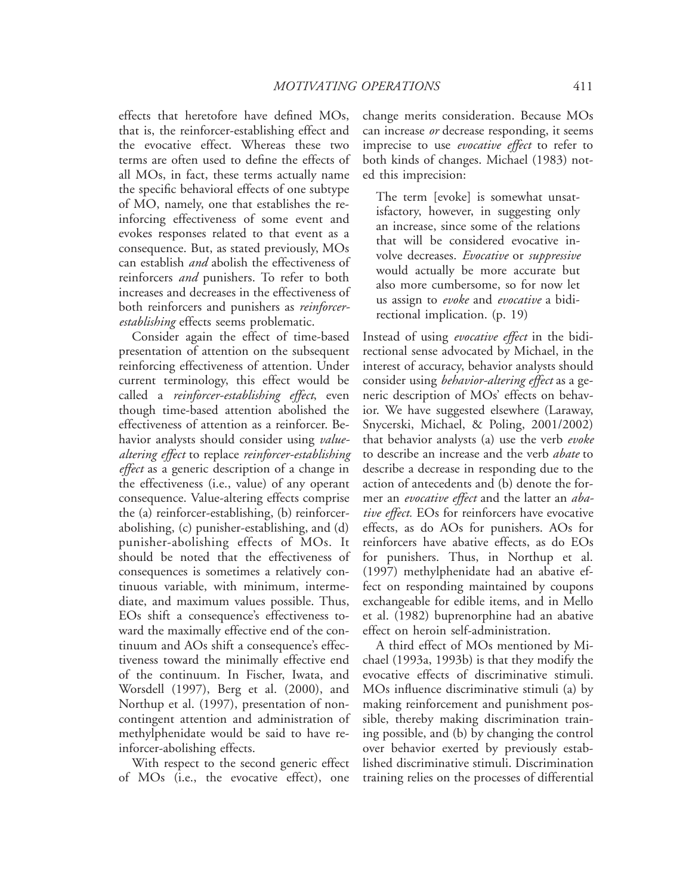effects that heretofore have defined MOs, that is, the reinforcer-establishing effect and the evocative effect. Whereas these two terms are often used to define the effects of all MOs, in fact, these terms actually name the specific behavioral effects of one subtype of MO, namely, one that establishes the reinforcing effectiveness of some event and evokes responses related to that event as a consequence. But, as stated previously, MOs can establish *and* abolish the effectiveness of reinforcers *and* punishers. To refer to both increases and decreases in the effectiveness of both reinforcers and punishers as *reinforcer-establishing* effects seems problematic.

Consider again the effect of time-based presentation of attention on the subsequent reinforcing effectiveness of attention. Under current terminology, this effect would be called a *reinforcer-establishing effect*, even though time-based attention abolished the effectiveness of attention as a reinforcer. Behavior analysts should consider using *value-altering effect* to replace *reinforcer-establishing effect* as a generic description of a change in the effectiveness (i.e., value) of any operant consequence. Value-altering effects comprise the (a) reinforcer-establishing, (b) reinforcer-abolishing, (c) punisher-establishing, and (d) punisher-abolishing effects of MOs. It should be noted that the effectiveness of consequences is sometimes a relatively continuous variable, with minimum, intermediate, and maximum values possible. Thus, EOs shift a consequence's effectiveness toward the maximally effective end of the continuum and AOs shift a consequence's effectiveness toward the minimally effective end of the continuum. In Fischer, Iwata, and Worsdell (1997), Berg et al. (2000), and Northup et al. (1997), presentation of noncontingent attention and administration of methylphenidate would be said to have reinforcer-abolishing effects.

With respect to the second generic effect of MOs (i.e., the evocative effect), one change merits consideration. Because MOs can increase *or* decrease responding, it seems imprecise to use *evocative effect* to refer to both kinds of changes. Michael (1983) noted this imprecision:

> The term [evoke] is somewhat unsatisfactory, however, in suggesting only an increase, since some of the relations that will be considered evocative involve decreases. *Evocative* or *suppressive* would actually be more accurate but also more cumbersome, so for now let us assign to *evoke* and *evocative* a bidirectional implication. (p. 19)

Instead of using *evocative effect* in the bidirectional sense advocated by Michael, in the interest of accuracy, behavior analysts should consider using *behavior-altering effect* as a generic description of MOs' effects on behavior. We have suggested elsewhere (Laraway, Snycerski, Michael, & Poling, 2001/2002) that behavior analysts (a) use the verb *evoke* to describe an increase and the verb *abate* to describe a decrease in responding due to the action of antecedents and (b) denote the former an *evocative effect* and the latter an *abative effect.* EOs for reinforcers have evocative effects, as do AOs for punishers. AOs for reinforcers have abative effects, as do EOs for punishers. Thus, in Northup et al. (1997) methylphenidate had an abative effect on responding maintained by coupons exchangeable for edible items, and in Mello et al. (1982) buprenorphine had an abative effect on heroin self-administration.

A third effect of MOs mentioned by Michael (1993a, 1993b) is that they modify the evocative effects of discriminative stimuli. MOs influence discriminative stimuli (a) by making reinforcement and punishment possible, thereby making discrimination training possible, and (b) by changing the control over behavior exerted by previously established discriminative stimuli. Discrimination training relies on the processes of differential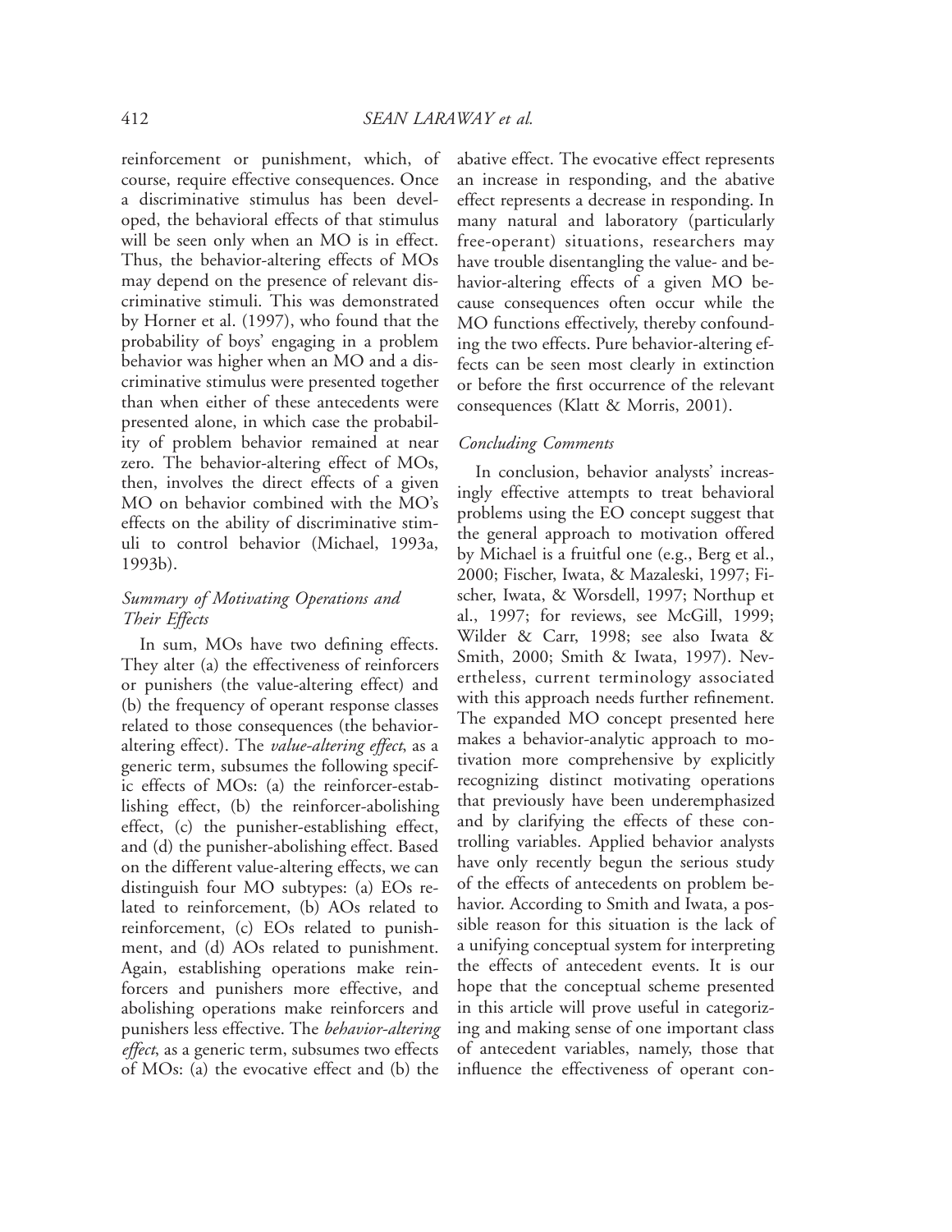reinforcement or punishment, which, of course, require effective consequences. Once a discriminative stimulus has been developed, the behavioral effects of that stimulus will be seen only when an MO is in effect. Thus, the behavior-altering effects of MOs may depend on the presence of relevant discriminative stimuli. This was demonstrated by Horner et al. (1997), who found that the probability of boys' engaging in a problem behavior was higher when an MO and a discriminative stimulus were presented together than when either of these antecedents were presented alone, in which case the probability of problem behavior remained at near zero. The behavior-altering effect of MOs, then, involves the direct effects of a given MO on behavior combined with the MO's effects on the ability of discriminative stimuli to control behavior (Michael, 1993a, 1993b).

### *Summary of Motivating Operations and Their Effects*

In sum, MOs have two defining effects. They alter (a) the effectiveness of reinforcers or punishers (the value-altering effect) and (b) the frequency of operant response classes related to those consequences (the behavior-altering effect). The *value-altering effect*, as a generic term, subsumes the following specific effects of MOs: (a) the reinforcer-establishing effect, (b) the reinforcer-abolishing effect, (c) the punisher-establishing effect, and (d) the punisher-abolishing effect. Based on the different value-altering effects, we can distinguish four MO subtypes: (a) EOs related to reinforcement, (b) AOs related to reinforcement, (c) EOs related to punishment, and (d) AOs related to punishment. Again, establishing operations make reinforcers and punishers more effective, and abolishing operations make reinforcers and punishers less effective. The *behavior-altering effect*, as a generic term, subsumes two effects of MOs: (a) the evocative effect and (b) the abative effect. The evocative effect represents an increase in responding, and the abative effect represents a decrease in responding. In many natural and laboratory (particularly free-operant) situations, researchers may have trouble disentangling the value- and behavior-altering effects of a given MO because consequences often occur while the MO functions effectively, thereby confounding the two effects. Pure behavior-altering effects can be seen most clearly in extinction or before the first occurrence of the relevant consequences (Klatt & Morris, 2001).

### *Concluding Comments*

In conclusion, behavior analysts' increasingly effective attempts to treat behavioral problems using the EO concept suggest that the general approach to motivation offered by Michael is a fruitful one (e.g., Berg et al., 2000; Fischer, Iwata, & Mazaleski, 1997; Fischer, Iwata, & Worsdell, 1997; Northup et al., 1997; for reviews, see McGill, 1999; Wilder & Carr, 1998; see also Iwata & Smith, 2000; Smith & Iwata, 1997). Nevertheless, current terminology associated with this approach needs further refinement. The expanded MO concept presented here makes a behavior-analytic approach to motivation more comprehensive by explicitly recognizing distinct motivating operations that previously have been underemphasized and by clarifying the effects of these controlling variables. Applied behavior analysts have only recently begun the serious study of the effects of antecedents on problem behavior. According to Smith and Iwata, a possible reason for this situation is the lack of a unifying conceptual system for interpreting the effects of antecedent events. It is our hope that the conceptual scheme presented in this article will prove useful in categorizing and making sense of one important class of antecedent variables, namely, those that influence the effectiveness of operant con-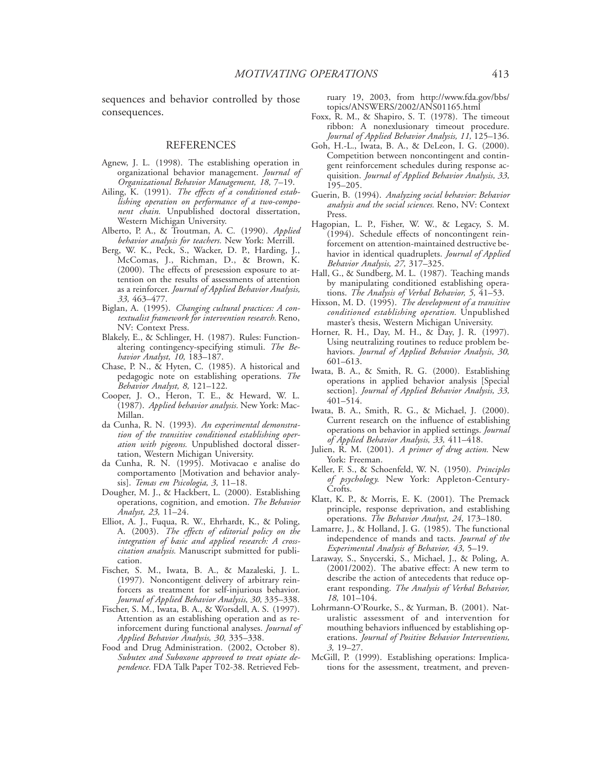sequences and behavior controlled by those consequences.

## REFERENCES

Agnew, J. L. (1998). The establishing operation in organizational behavior management. *Journal of Organizational Behavior Management, 18,* 7–19.

Ailing, K. (1991). *The effects of a conditioned establishing operation on performance of a two-component chain.* Unpublished doctoral dissertation, Western Michigan University.

Alberto, P. A., & Troutman, A. C. (1990). *Applied behavior analysis for teachers.* New York: Merrill.

Berg, W. K., Peck, S., Wacker, D. P., Harding, J., McComas, J., Richman, D., & Brown, K. (2000). The effects of presession exposure to attention on the results of assessments of attention as a reinforcer. *Journal of Applied Behavior Analysis, 33,* 463–477.

Biglan, A. (1995). *Changing cultural practices: A contextualist framework for intervention research.* Reno, NV: Context Press.

Blakely, E., & Schlinger, H. (1987). Rules: Function-altering contingency-specifying stimuli. *The Behavior Analyst, 10,* 183–187.

Chase, P. N., & Hyten, C. (1985). A historical and pedagogic note on establishing operations. *The Behavior Analyst, 8,* 121–122.

Cooper, J. O., Heron, T. E., & Heward, W. L. (1987). *Applied behavior analysis.* New York: MacMillan.

da Cunha, R. N. (1993). *An experimental demonstration of the transitive conditioned establishing operation with pigeons.* Unpublished doctoral dissertation, Western Michigan University.

da Cunha, R. N. (1995). Motivacao e analise do comportamento [Motivation and behavior analysis]. *Temas em Psicologia, 3,* 11–18.

Dougher, M. J., & Hackbert, L. (2000). Establishing operations, cognition, and emotion. *The Behavior Analyst, 23,* 11–24.

Elliot, A. J., Fuqua, R. W., Ehrhardt, K., & Poling, A. (2003). *The effects of editorial policy on the integration of basic and applied research: A cross-citation analysis.* Manuscript submitted for publication.

Fischer, S. M., Iwata, B. A., & Mazaleski, J. L. (1997). Noncontigent delivery of arbitrary reinforcers as treatment for self-injurious behavior. *Journal of Applied Behavior Analysis, 30,* 335–338.

Fischer, S. M., Iwata, B. A., & Worsdell, A. S. (1997). Attention as an establishing operation and as reinforcement during functional analyses. *Journal of Applied Behavior Analysis, 30,* 335–338.

Food and Drug Administration. (2002, October 8). *Subutex and Suboxone approved to treat opiate dependence.* FDA Talk Paper T02-38. Retrieved February 19, 2003, from http://www.fda.gov/bbs/topics/ANSWERS/2002/ANS01165.html

Foxx, R. M., & Shapiro, S. T. (1978). The timeout ribbon: A nonexlusionary timeout procedure. *Journal of Applied Behavior Analysis, 11,* 125–136.

Goh, H.-L., Iwata, B. A., & DeLeon, I. G. (2000). Competition between noncontingent and contingent reinforcement schedules during response acquisition. *Journal of Applied Behavior Analysis, 33,* 195–205.

Guerin, B. (1994). *Analyzing social behavior: Behavior analysis and the social sciences.* Reno, NV: Context Press.

Hagopian, L. P., Fisher, W. W., & Legacy, S. M. (1994). Schedule effects of noncontingent reinforcement on attention-maintained destructive behavior in identical quadruplets. *Journal of Applied Behavior Analysis, 27,* 317–325.

Hall, G., & Sundberg, M. L. (1987). Teaching mands by manipulating conditioned establishing operations. *The Analysis of Verbal Behavior, 5,* 41–53.

Hixson, M. D. (1995). *The development of a transitive conditioned establishing operation.* Unpublished master's thesis, Western Michigan University.

Horner, R. H., Day, M. H., & Day, J. R. (1997). Using neutralizing routines to reduce problem behaviors. *Journal of Applied Behavior Analysis, 30,* 601–613.

Iwata, B. A., & Smith, R. G. (2000). Establishing operations in applied behavior analysis [Special section]. *Journal of Applied Behavior Analysis, 33,* 401–514.

Iwata, B. A., Smith, R. G., & Michael, J. (2000). Current research on the influence of establishing operations on behavior in applied settings. *Journal of Applied Behavior Analysis, 33,* 411–418.

Julien, R. M. (2001). *A primer of drug action.* New York: Freeman.

Keller, F. S., & Schoenfeld, W. N. (1950). *Principles of psychology.* New York: Appleton-Century-Crofts.

Klatt, K. P., & Morris, E. K. (2001). The Premack principle, response deprivation, and establishing operations. *The Behavior Analyst, 24,* 173–180.

Lamarre, J., & Holland, J. G. (1985). The functional independence of mands and tacts. *Journal of the Experimental Analysis of Behavior, 43,* 5–19.

Laraway, S., Snycerski, S., Michael, J., & Poling, A. (2001/2002). The abative effect: A new term to describe the action of antecedents that reduce operant responding. *The Analysis of Verbal Behavior, 18,* 101–104.

Lohrmann-O'Rourke, S., & Yurman, B. (2001). Naturalistic assessment of and intervention for mouthing behaviors influenced by establishing operations. *Journal of Positive Behavior Interventions, 3,* 19–27.

McGill, P. (1999). Establishing operations: Implications for the assessment, treatment, and preven-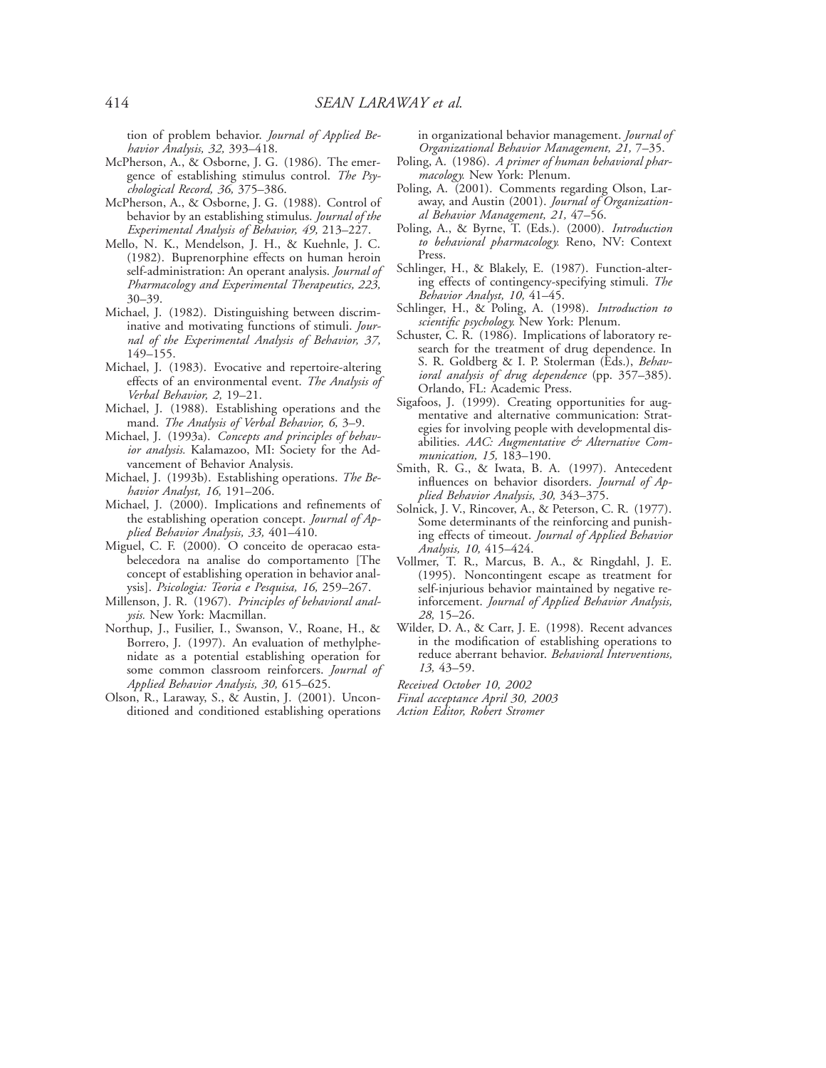tion of problem behavior. *Journal of Applied Behavior Analysis, 32,* 393–418.

McPherson, A., & Osborne, J. G. (1986). The emergence of establishing stimulus control. *The Psychological Record, 36,* 375–386.

McPherson, A., & Osborne, J. G. (1988). Control of behavior by an establishing stimulus. *Journal of the Experimental Analysis of Behavior, 49,* 213–227.

Mello, N. K., Mendelson, J. H., & Kuehnle, J. C. (1982). Buprenorphine effects on human heroin self-administration: An operant analysis. *Journal of Pharmacology and Experimental Therapeutics, 223,* 30–39.

Michael, J. (1982). Distinguishing between discriminative and motivating functions of stimuli. *Journal of the Experimental Analysis of Behavior, 37,* 149–155.

Michael, J. (1983). Evocative and repertoire-altering effects of an environmental event. *The Analysis of Verbal Behavior, 2,* 19–21.

Michael, J. (1988). Establishing operations and the mand. *The Analysis of Verbal Behavior, 6,* 3–9.

Michael, J. (1993a). *Concepts and principles of behavior analysis.* Kalamazoo, MI: Society for the Advancement of Behavior Analysis.

Michael, J. (1993b). Establishing operations. *The Behavior Analyst, 16,* 191–206.

Michael, J. (2000). Implications and refinements of the establishing operation concept. *Journal of Applied Behavior Analysis, 33,* 401–410.

Miguel, C. F. (2000). O conceito de operacao estabelecedora na analise do comportamento [The concept of establishing operation in behavior analysis]. *Psicologia: Teoria e Pesquisa, 16,* 259–267.

Millenson, J. R. (1967). *Principles of behavioral analysis.* New York: Macmillan.

Northup, J., Fusilier, I., Swanson, V., Roane, H., & Borrero, J. (1997). An evaluation of methylphenidate as a potential establishing operation for some common classroom reinforcers. *Journal of Applied Behavior Analysis, 30,* 615–625.

Olson, R., Laraway, S., & Austin, J. (2001). Unconditioned and conditioned establishing operations in organizational behavior management. *Journal of Organizational Behavior Management, 21,* 7–35.

Poling, A. (1986). *A primer of human behavioral pharmacology.* New York: Plenum.

Poling, A. (2001). Comments regarding Olson, Laraway, and Austin (2001). *Journal of Organizational Behavior Management, 21,* 47–56.

Poling, A., & Byrne, T. (Eds.). (2000). *Introduction to behavioral pharmacology.* Reno, NV: Context Press.

Schlinger, H., & Blakely, E. (1987). Function-altering effects of contingency-specifying stimuli. *The Behavior Analyst, 10,* 41–45.

Schlinger, H., & Poling, A. (1998). *Introduction to scientific psychology.* New York: Plenum.

Schuster, C. R. (1986). Implications of laboratory research for the treatment of drug dependence. In S. R. Goldberg & I. P. Stolerman (Eds.), *Behavioral analysis of drug dependence* (pp. 357–385). Orlando, FL: Academic Press.

Sigafoos, J. (1999). Creating opportunities for augmentative and alternative communication: Strategies for involving people with developmental disabilities. *AAC: Augmentative & Alternative Communication, 15,* 183–190.

Smith, R. G., & Iwata, B. A. (1997). Antecedent influences on behavior disorders. *Journal of Applied Behavior Analysis, 30,* 343–375.

Solnick, J. V., Rincover, A., & Peterson, C. R. (1977). Some determinants of the reinforcing and punishing effects of timeout. *Journal of Applied Behavior Analysis, 10,* 415–424.

Vollmer, T. R., Marcus, B. A., & Ringdahl, J. E. (1995). Noncontingent escape as treatment for self-injurious behavior maintained by negative reinforcement. *Journal of Applied Behavior Analysis, 28,* 15–26.

Wilder, D. A., & Carr, J. E. (1998). Recent advances in the modification of establishing operations to reduce aberrant behavior. *Behavioral Interventions, 13,* 43–59.

*Received October 10, 2002*
*Final acceptance April 30, 2003*
*Action Editor, Robert Stromer*